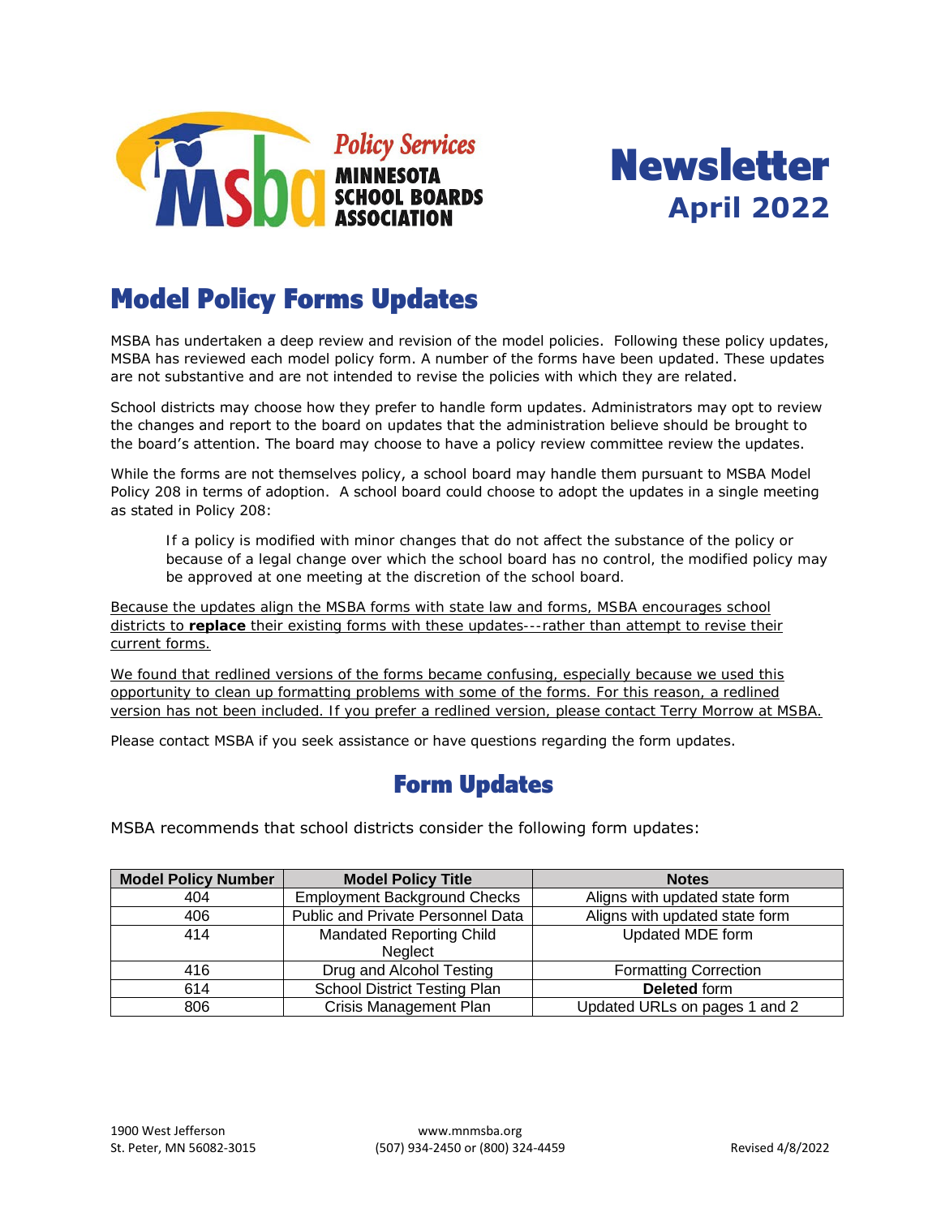Policy Services
MINNESOTA SCHOOL BOARDS ASSOCIATION

# Newsletter
**April 2022**

## Model Policy Forms Updates

MSBA has undertaken a deep review and revision of the model policies. Following these policy updates, MSBA has reviewed each model policy form. A number of the forms have been updated. These updates are not substantive and are not intended to revise the policies with which they are related.

School districts may choose how they prefer to handle form updates. Administrators may opt to review the changes and report to the board on updates that the administration believe should be brought to the board's attention. The board may choose to have a policy review committee review the updates.

While the forms are not themselves policy, a school board may handle them pursuant to MSBA Model Policy 208 in terms of adoption. A school board could choose to adopt the updates in a single meeting as stated in Policy 208:

> If a policy is modified with minor changes that do not affect the substance of the policy or because of a legal change over which the school board has no control, the modified policy may be approved at one meeting at the discretion of the school board.

Because the updates align the MSBA forms with state law and forms, MSBA encourages school districts to **replace** their existing forms with these updates---rather than attempt to revise their current forms.

We found that redlined versions of the forms became confusing, especially because we used this opportunity to clean up formatting problems with some of the forms. For this reason, a redlined version has not been included. If you prefer a redlined version, please contact Terry Morrow at MSBA.

Please contact MSBA if you seek assistance or have questions regarding the form updates.

## Form Updates

MSBA recommends that school districts consider the following form updates:

| Model Policy Number | Model Policy Title | Notes |
|---|---|---|
| 404 | Employment Background Checks | Aligns with updated state form |
| 406 | Public and Private Personnel Data | Aligns with updated state form |
| 414 | Mandated Reporting Child Neglect | Updated MDE form |
| 416 | Drug and Alcohol Testing | Formatting Correction |
| 614 | School District Testing Plan | **Deleted** form |
| 806 | Crisis Management Plan | Updated URLs on pages 1 and 2 |

1900 West Jefferson
St. Peter, MN 56082-3015

www.mnmsba.org
(507) 934-2450 or (800) 324-4459

Revised 4/8/2022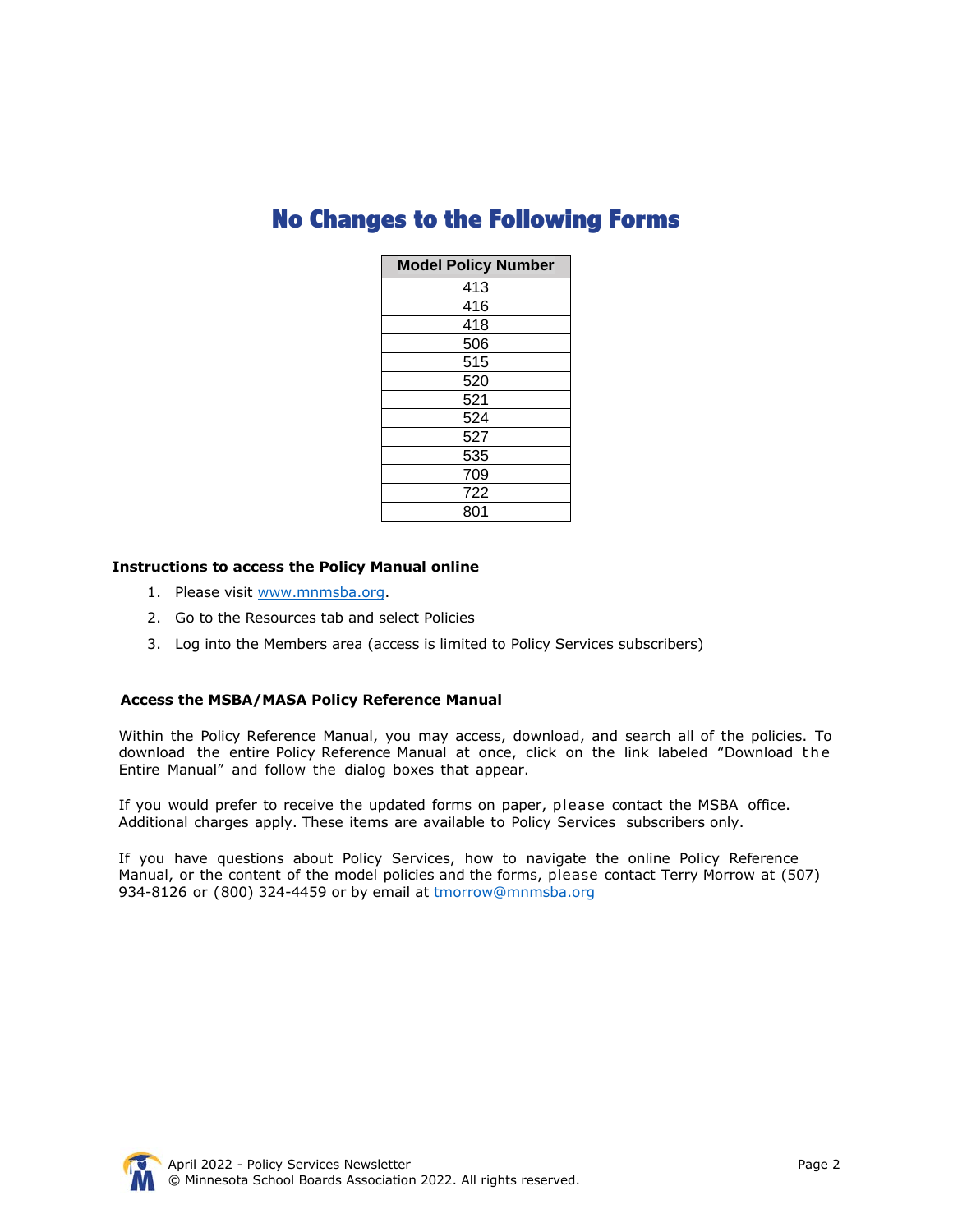# No Changes to the Following Forms

| Model Policy Number |
|---|
| 413 |
| 416 |
| 418 |
| 506 |
| 515 |
| 520 |
| 521 |
| 524 |
| 527 |
| 535 |
| 709 |
| 722 |
| 801 |

**Instructions to access the Policy Manual online**

1. Please visit www.mnmsba.org.
2. Go to the Resources tab and select Policies
3. Log into the Members area (access is limited to Policy Services subscribers)

**Access the MSBA/MASA Policy Reference Manual**

Within the Policy Reference Manual, you may access, download, and search all of the policies. To download the entire Policy Reference Manual at once, click on the link labeled "Download the Entire Manual" and follow the dialog boxes that appear.

If you would prefer to receive the updated forms on paper, please contact the MSBA office. Additional charges apply. These items are available to Policy Services subscribers only.

If you have questions about Policy Services, how to navigate the online Policy Reference Manual, or the content of the model policies and the forms, please contact Terry Morrow at (507) 934-8126 or (800) 324-4459 or by email at tmorrow@mnmsba.org